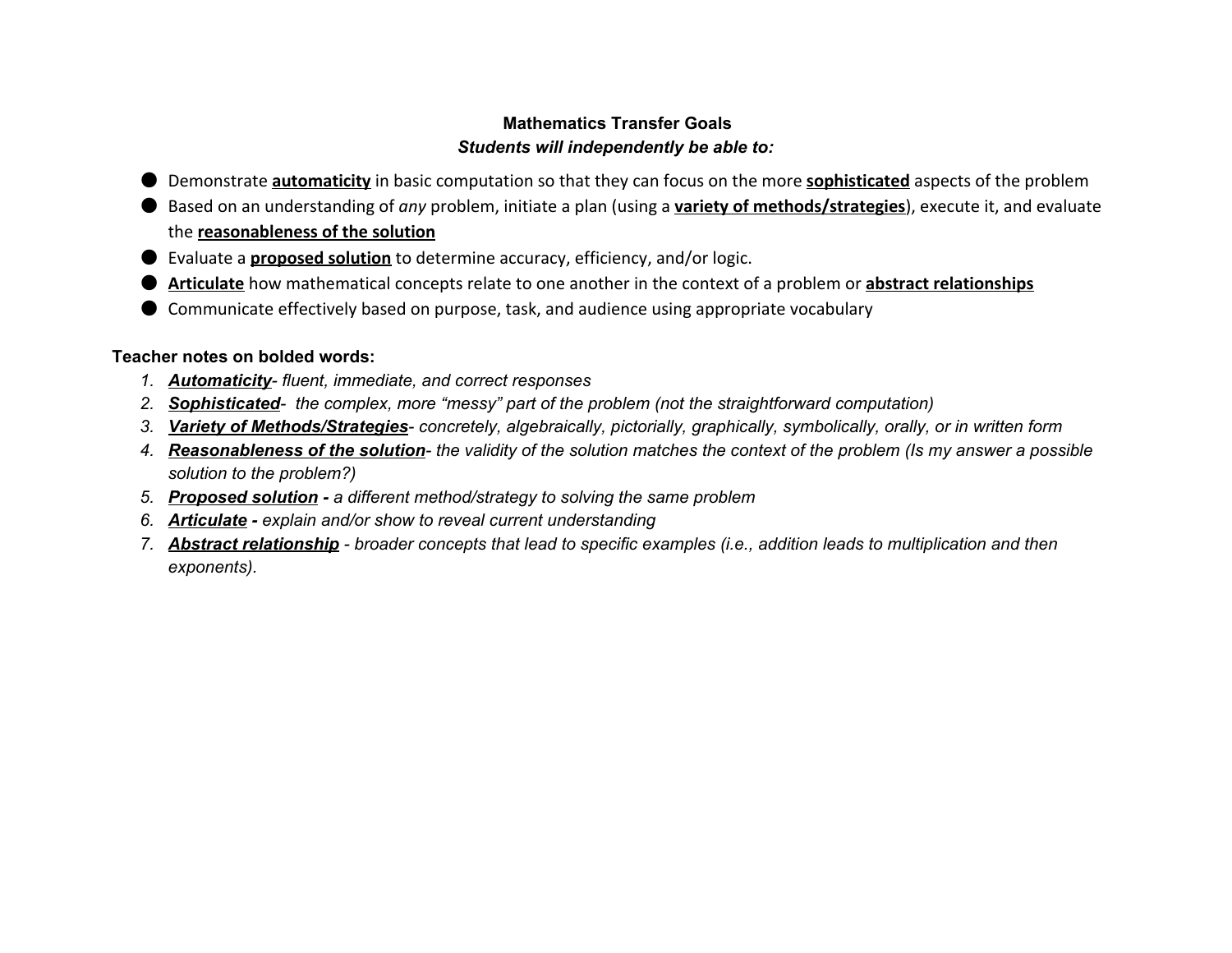# Mathematics Transfer Goals

### ***Students will independently be able to:***

- Demonstrate **automaticity** in basic computation so that they can focus on the more **sophisticated** aspects of the problem
- Based on an understanding of *any* problem, initiate a plan (using a **variety of methods/strategies**), execute it, and evaluate the **reasonableness of the solution**
- Evaluate a **proposed solution** to determine accuracy, efficiency, and/or logic.
- **Articulate** how mathematical concepts relate to one another in the context of a problem or **abstract relationships**
- Communicate effectively based on purpose, task, and audience using appropriate vocabulary

**Teacher notes on bolded words:**

1. ***Automaticity***- *fluent, immediate, and correct responses*
2. ***Sophisticated***- *the complex, more "messy" part of the problem (not the straightforward computation)*
3. ***Variety of Methods/Strategies***- *concretely, algebraically, pictorially, graphically, symbolically, orally, or in written form*
4. ***Reasonableness of the solution***- *the validity of the solution matches the context of the problem (Is my answer a possible solution to the problem?)*
5. ***Proposed solution*** *- a different method/strategy to solving the same problem*
6. ***Articulate*** *- explain and/or show to reveal current understanding*
7. ***Abstract relationship*** *- broader concepts that lead to specific examples (i.e., addition leads to multiplication and then exponents).*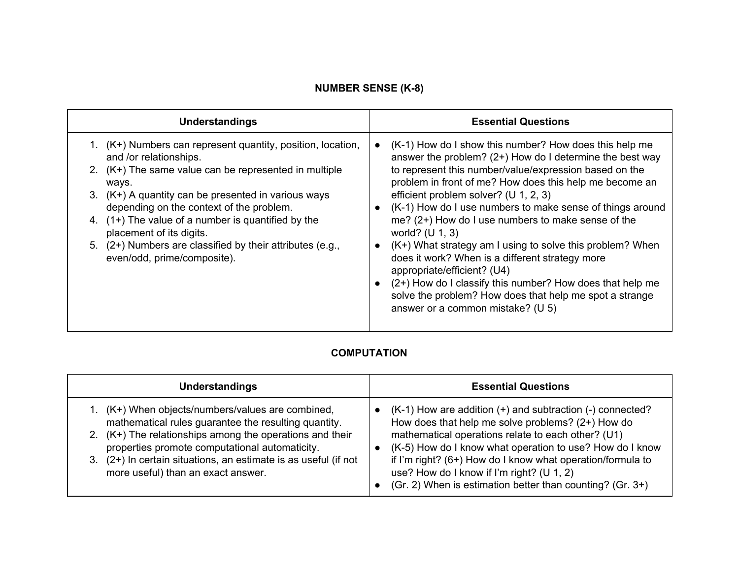**NUMBER SENSE (K-8)**

| Understandings | Essential Questions |
| --- | --- |
| 1. (K+) Numbers can represent quantity, position, location, and /or relationships.<br>2. (K+) The same value can be represented in multiple ways.<br>3. (K+) A quantity can be presented in various ways depending on the context of the problem.<br>4. (1+) The value of a number is quantified by the placement of its digits.<br>5. (2+) Numbers are classified by their attributes (e.g., even/odd, prime/composite). | ● (K-1) How do I show this number? How does this help me answer the problem? (2+) How do I determine the best way to represent this number/value/expression based on the problem in front of me? How does this help me become an efficient problem solver? (U 1, 2, 3)<br>● (K-1) How do I use numbers to make sense of things around me? (2+) How do I use numbers to make sense of the world? (U 1, 3)<br>● (K+) What strategy am I using to solve this problem? When does it work? When is a different strategy more appropriate/efficient? (U4)<br>● (2+) How do I classify this number? How does that help me solve the problem? How does that help me spot a strange answer or a common mistake? (U 5) |

**COMPUTATION**

| Understandings | Essential Questions |
| --- | --- |
| 1. (K+) When objects/numbers/values are combined, mathematical rules guarantee the resulting quantity.<br>2. (K+) The relationships among the operations and their properties promote computational automaticity.<br>3. (2+) In certain situations, an estimate is as useful (if not more useful) than an exact answer. | ● (K-1) How are addition (+) and subtraction (-) connected? How does that help me solve problems? (2+) How do mathematical operations relate to each other? (U1)<br>● (K-5) How do I know what operation to use? How do I know if I'm right? (6+) How do I know what operation/formula to use? How do I know if I'm right? (U 1, 2)<br>● (Gr. 2) When is estimation better than counting? (Gr. 3+) |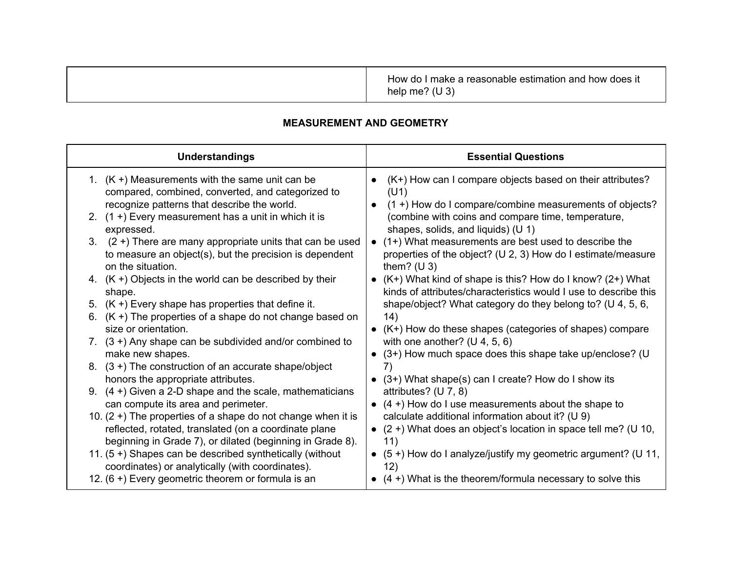| | |
|---|---|
| | How do I make a reasonable estimation and how does it help me? (U 3) |

**MEASUREMENT AND GEOMETRY**

| Understandings | Essential Questions |
|---|---|
| 1. (K +) Measurements with the same unit can be compared, combined, converted, and categorized to recognize patterns that describe the world.<br>2. (1 +) Every measurement has a unit in which it is expressed.<br>3. (2 +) There are many appropriate units that can be used to measure an object(s), but the precision is dependent on the situation.<br>4. (K +) Objects in the world can be described by their shape.<br>5. (K +) Every shape has properties that define it.<br>6. (K +) The properties of a shape do not change based on size or orientation.<br>7. (3 +) Any shape can be subdivided and/or combined to make new shapes.<br>8. (3 +) The construction of an accurate shape/object honors the appropriate attributes.<br>9. (4 +) Given a 2-D shape and the scale, mathematicians can compute its area and perimeter.<br>10. (2 +) The properties of a shape do not change when it is reflected, rotated, translated (on a coordinate plane beginning in Grade 7), or dilated (beginning in Grade 8).<br>11. (5 +) Shapes can be described synthetically (without coordinates) or analytically (with coordinates).<br>12. (6 +) Every geometric theorem or formula is an | • (K+) How can I compare objects based on their attributes? (U1)<br>• (1 +) How do I compare/combine measurements of objects? (combine with coins and compare time, temperature, shapes, solids, and liquids) (U 1)<br>• (1+) What measurements are best used to describe the properties of the object? (U 2, 3) How do I estimate/measure them? (U 3)<br>• (K+) What kind of shape is this? How do I know? (2+) What kinds of attributes/characteristics would I use to describe this shape/object? What category do they belong to? (U 4, 5, 6, 14)<br>• (K+) How do these shapes (categories of shapes) compare with one another? (U 4, 5, 6)<br>• (3+) How much space does this shape take up/enclose? (U 7)<br>• (3+) What shape(s) can I create? How do I show its attributes? (U 7, 8)<br>• (4 +) How do I use measurements about the shape to calculate additional information about it? (U 9)<br>• (2 +) What does an object's location in space tell me? (U 10, 11)<br>• (5 +) How do I analyze/justify my geometric argument? (U 11, 12)<br>• (4 +) What is the theorem/formula necessary to solve this |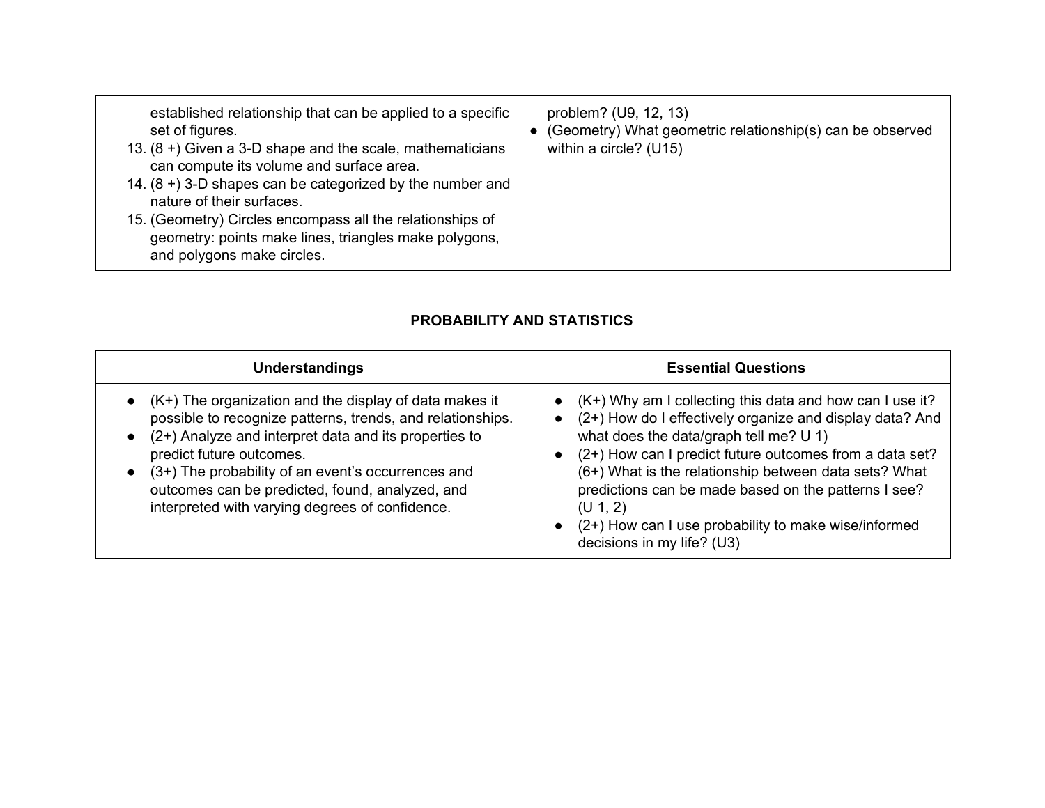| | |
|---|---|
| established relationship that can be applied to a specific set of figures.<br>13. (8 +) Given a 3-D shape and the scale, mathematicians can compute its volume and surface area.<br>14. (8 +) 3-D shapes can be categorized by the number and nature of their surfaces.<br>15. (Geometry) Circles encompass all the relationships of geometry: points make lines, triangles make polygons, and polygons make circles. | problem? (U9, 12, 13)<br>● (Geometry) What geometric relationship(s) can be observed within a circle? (U15) |

**PROBABILITY AND STATISTICS**

| Understandings | Essential Questions |
|---|---|
| ● (K+) The organization and the display of data makes it possible to recognize patterns, trends, and relationships.<br>● (2+) Analyze and interpret data and its properties to predict future outcomes.<br>● (3+) The probability of an event's occurrences and outcomes can be predicted, found, analyzed, and interpreted with varying degrees of confidence. | ● (K+) Why am I collecting this data and how can I use it?<br>● (2+) How do I effectively organize and display data? And what does the data/graph tell me? U 1)<br>● (2+) How can I predict future outcomes from a data set? (6+) What is the relationship between data sets? What predictions can be made based on the patterns I see? (U 1, 2)<br>● (2+) How can I use probability to make wise/informed decisions in my life? (U3) |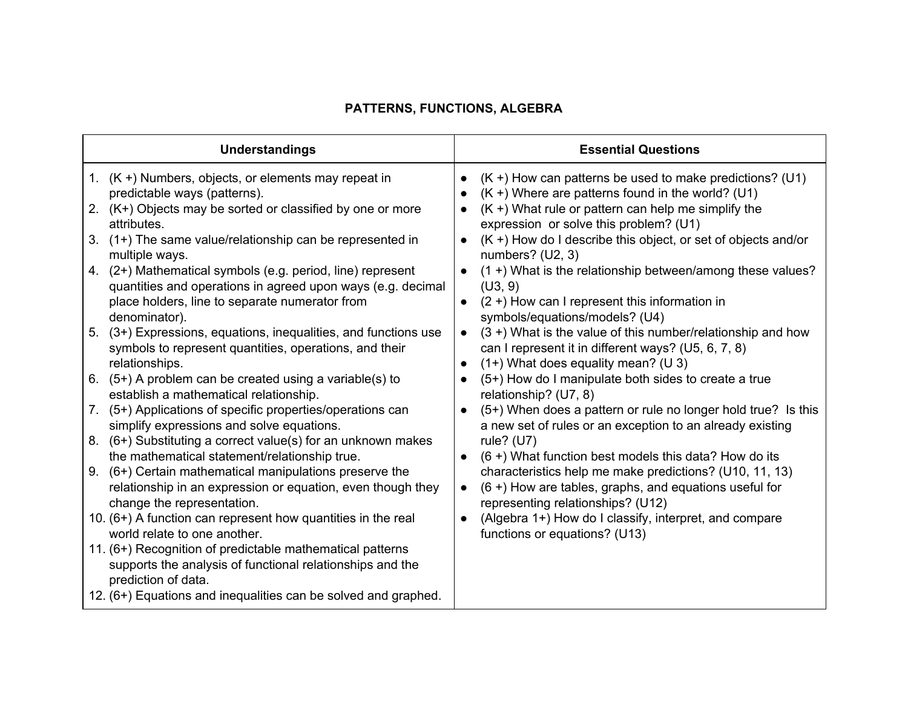# PATTERNS, FUNCTIONS, ALGEBRA

| Understandings | Essential Questions |
|---|---|
| 1. (K +) Numbers, objects, or elements may repeat in predictable ways (patterns).<br>2. (K+) Objects may be sorted or classified by one or more attributes.<br>3. (1+) The same value/relationship can be represented in multiple ways.<br>4. (2+) Mathematical symbols (e.g. period, line) represent quantities and operations in agreed upon ways (e.g. decimal place holders, line to separate numerator from denominator).<br>5. (3+) Expressions, equations, inequalities, and functions use symbols to represent quantities, operations, and their relationships.<br>6. (5+) A problem can be created using a variable(s) to establish a mathematical relationship.<br>7. (5+) Applications of specific properties/operations can simplify expressions and solve equations.<br>8. (6+) Substituting a correct value(s) for an unknown makes the mathematical statement/relationship true.<br>9. (6+) Certain mathematical manipulations preserve the relationship in an expression or equation, even though they change the representation.<br>10. (6+) A function can represent how quantities in the real world relate to one another.<br>11. (6+) Recognition of predictable mathematical patterns supports the analysis of functional relationships and the prediction of data.<br>12. (6+) Equations and inequalities can be solved and graphed. | • (K +) How can patterns be used to make predictions? (U1)<br>• (K +) Where are patterns found in the world? (U1)<br>• (K +) What rule or pattern can help me simplify the expression or solve this problem? (U1)<br>• (K +) How do I describe this object, or set of objects and/or numbers? (U2, 3)<br>• (1 +) What is the relationship between/among these values? (U3, 9)<br>• (2 +) How can I represent this information in symbols/equations/models? (U4)<br>• (3 +) What is the value of this number/relationship and how can I represent it in different ways? (U5, 6, 7, 8)<br>• (1+) What does equality mean? (U 3)<br>• (5+) How do I manipulate both sides to create a true relationship? (U7, 8)<br>• (5+) When does a pattern or rule no longer hold true? Is this a new set of rules or an exception to an already existing rule? (U7)<br>• (6 +) What function best models this data? How do its characteristics help me make predictions? (U10, 11, 13)<br>• (6 +) How are tables, graphs, and equations useful for representing relationships? (U12)<br>• (Algebra 1+) How do I classify, interpret, and compare functions or equations? (U13) |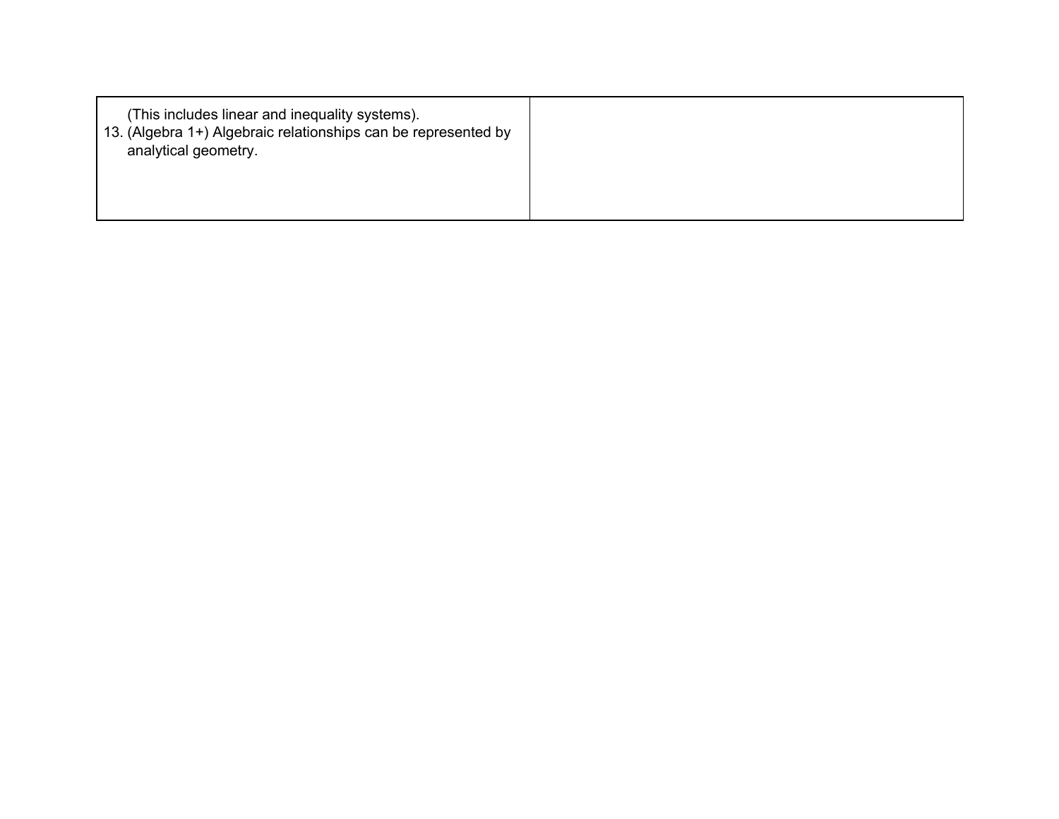| | |
|---|---|
| (This includes linear and inequality systems).<br>13. (Algebra 1+) Algebraic relationships can be represented by analytical geometry. | |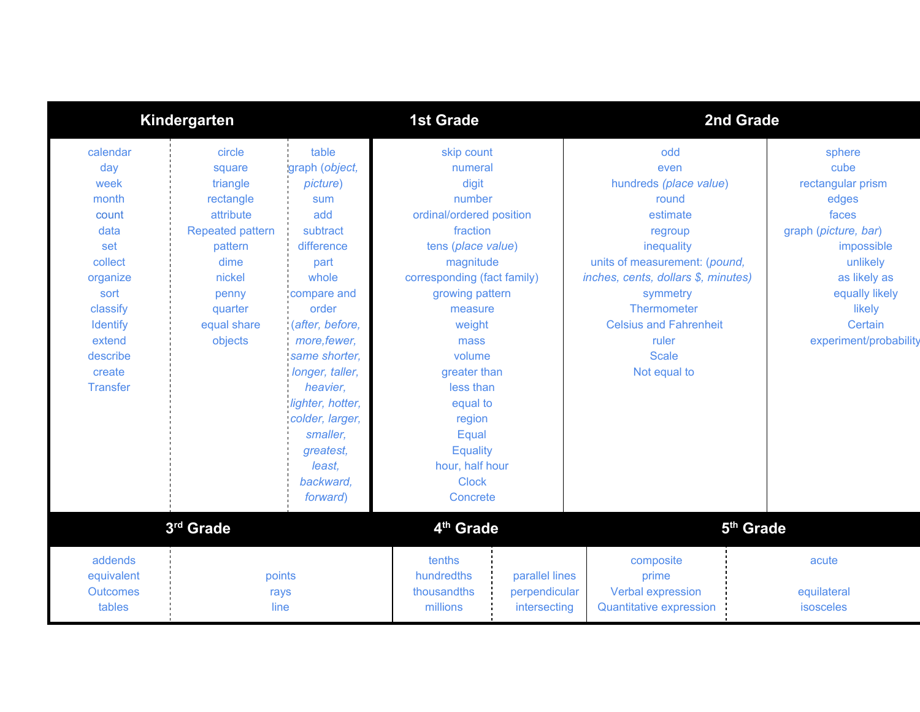| Kindergarten | | | 1st Grade | 2nd Grade | |
|---|---|---|---|---|---|
| calendar<br>day<br>week<br>month<br>count<br>data<br>set<br>collect<br>organize<br>sort<br>classify<br>Identify<br>extend<br>describe<br>create<br>Transfer | circle<br>square<br>triangle<br>rectangle<br>attribute<br>Repeated pattern<br>pattern<br>dime<br>nickel<br>penny<br>quarter<br>equal share<br>objects | table<br>graph (*object, picture*)<br>sum<br>add<br>subtract<br>difference<br>part<br>whole<br>compare and order<br>(*after, before, more,fewer, same shorter, longer, taller, heavier, lighter, hotter, colder, larger, smaller, greatest, least, backward, forward*) | skip count<br>numeral<br>digit<br>number<br>ordinal/ordered position<br>fraction<br>tens (*place value*)<br>magnitude<br>corresponding (fact family)<br>growing pattern<br>measure<br>weight<br>mass<br>volume<br>greater than<br>less than<br>equal to<br>region<br>Equal<br>Equality<br>hour, half hour<br>Clock<br>Concrete | odd<br>even<br>hundreds (*place value*)<br>round<br>estimate<br>regroup<br>inequality<br>units of measurement: (*pound, inches, cents, dollars $, minutes)*<br>symmetry<br>Thermometer<br>Celsius and Fahrenheit<br>ruler<br>Scale<br>Not equal to | sphere<br>cube<br>rectangular prism<br>edges<br>faces<br>graph (*picture, bar*)<br>impossible<br>unlikely<br>as likely as<br>equally likely<br>likely<br>Certain<br>experiment/probability |

| 3rd Grade | | 4th Grade | | 5th Grade | |
|---|---|---|---|---|---|
| addends<br>equivalent<br>Outcomes<br>tables | points<br>rays<br>line | tenths<br>hundredths<br>thousandths<br>millions | parallel lines<br>perpendicular<br>intersecting | composite<br>prime<br>Verbal expression<br>Quantitative expression | acute<br>equilateral<br>isosceles |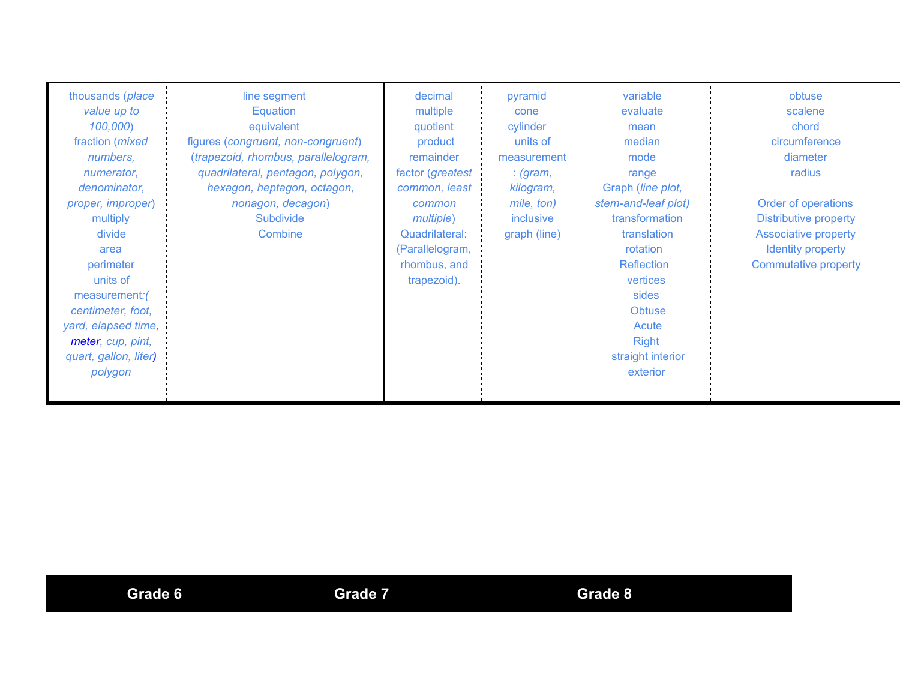| Grade 6 | | Grade 7 | | Grade 8 | |
|---|---|---|---|---|---|
| thousands (*place value up to 100,000*)<br>fraction (*mixed numbers, numerator, denominator, proper, improper*)<br>multiply<br>divide<br>area<br>perimeter<br>units of measurement:*( centimeter, foot, yard, elapsed time, meter, cup, pint, quart, gallon, liter)*<br>*polygon* | line segment<br>Equation<br>equivalent<br>figures (*congruent, non-congruent*)<br>(*trapezoid, rhombus, parallelogram, quadrilateral, pentagon, polygon, hexagon, heptagon, octagon, nonagon, decagon*)<br>Subdivide<br>Combine | decimal<br>multiple<br>quotient<br>product<br>remainder<br>factor (*greatest common, least common multiple*)<br>Quadrilateral: (Parallelogram, rhombus, and trapezoid). | pyramid<br>cone<br>cylinder<br>units of measurement : *(gram, kilogram, mile, ton)*<br>inclusive<br>graph (line) | variable<br>evaluate<br>mean<br>median<br>mode<br>range<br>Graph (*line plot, stem-and-leaf plot)*<br>transformation<br>translation<br>rotation<br>Reflection<br>vertices<br>sides<br>Obtuse<br>Acute<br>Right<br>straight interior<br>exterior | obtuse<br>scalene<br>chord<br>circumference<br>diameter<br>radius<br><br>Order of operations<br>Distributive property<br>Associative property<br>Identity property<br>Commutative property |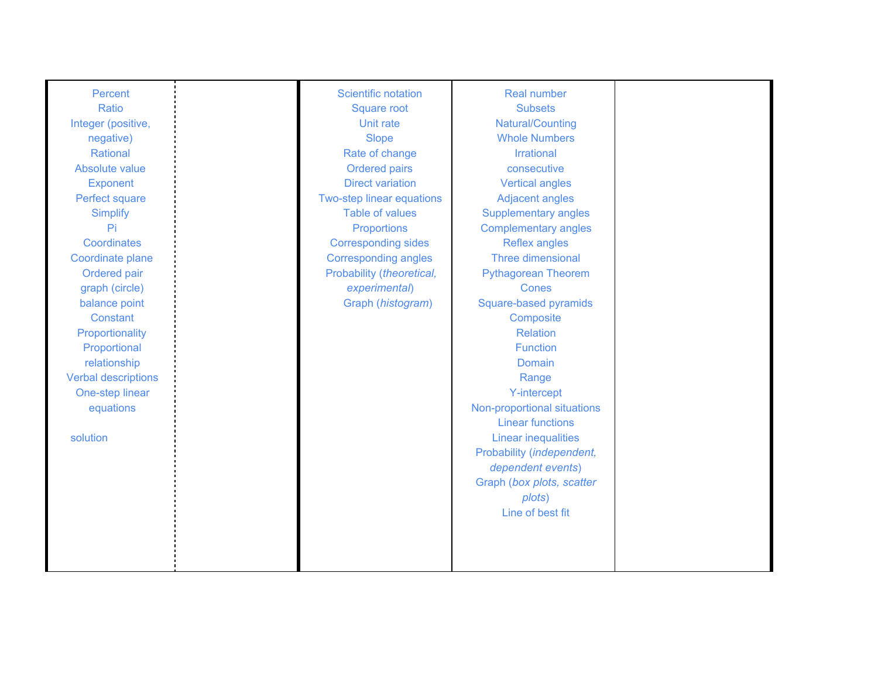| | | | | |
|---|---|---|---|---|
| Percent<br>Ratio<br>Integer (positive, negative)<br>Rational<br>Absolute value<br>Exponent<br>Perfect square<br>Simplify<br>Pi<br>Coordinates<br>Coordinate plane<br>Ordered pair<br>graph (circle)<br>balance point<br>Constant<br>Proportionality<br>Proportional relationship<br>Verbal descriptions<br>One-step linear equations<br><br>solution | | Scientific notation<br>Square root<br>Unit rate<br>Slope<br>Rate of change<br>Ordered pairs<br>Direct variation<br>Two-step linear equations<br>Table of values<br>Proportions<br>Corresponding sides<br>Corresponding angles<br>Probability (*theoretical, experimental*)<br>Graph (*histogram*) | Real number<br>Subsets<br>Natural/Counting<br>Whole Numbers<br>Irrational<br>consecutive<br>Vertical angles<br>Adjacent angles<br>Supplementary angles<br>Complementary angles<br>Reflex angles<br>Three dimensional<br>Pythagorean Theorem<br>Cones<br>Square-based pyramids<br>Composite<br>Relation<br>Function<br>Domain<br>Range<br>Y-intercept<br>Non-proportional situations<br>Linear functions<br>Linear inequalities<br>Probability (*independent, dependent events*)<br>Graph (*box plots, scatter plots*)<br>Line of best fit | |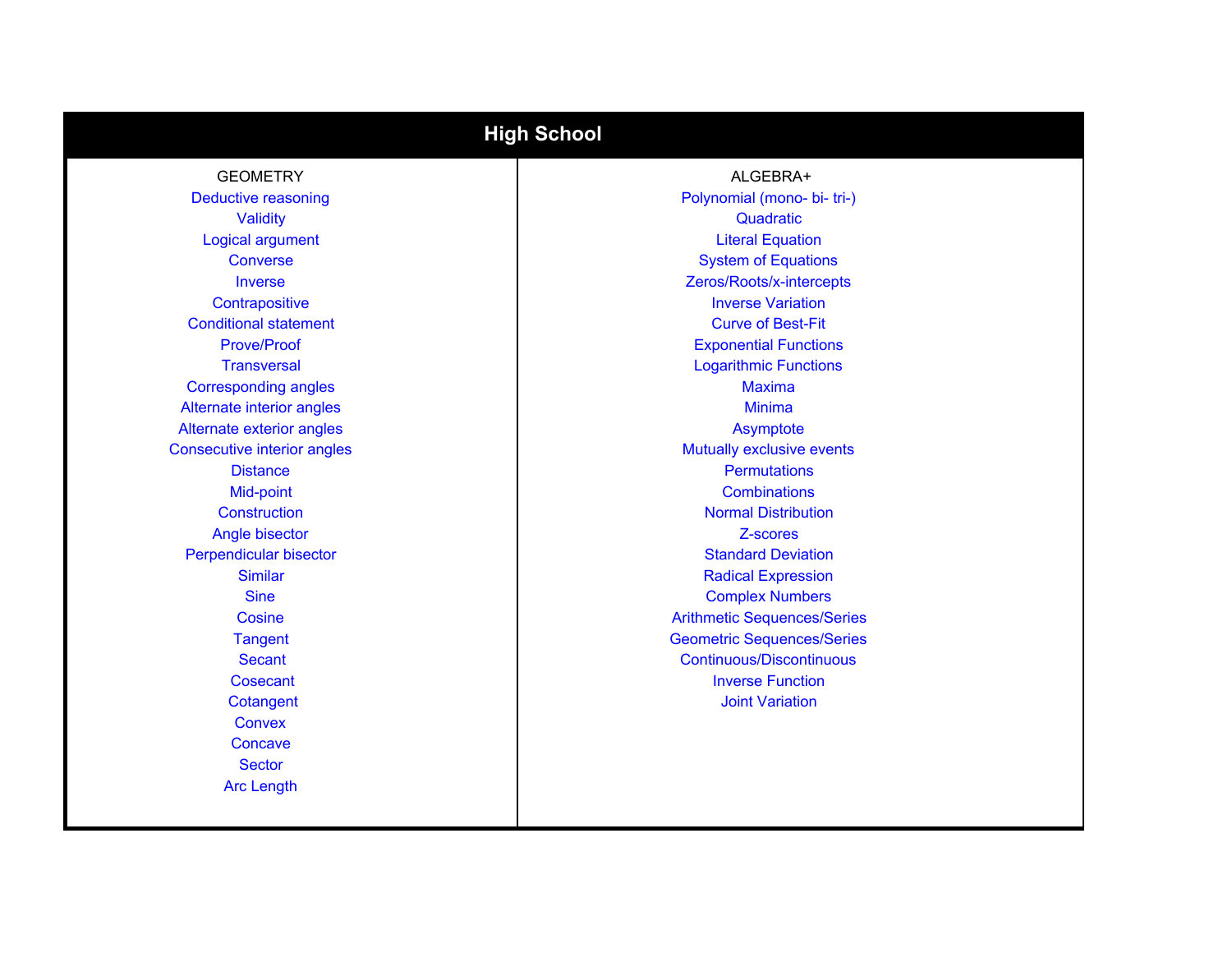| High School | |
|---|---|
| GEOMETRY | ALGEBRA+ |
| Deductive reasoning | Polynomial (mono- bi- tri-) |
| Validity | Quadratic |
| Logical argument | Literal Equation |
| Converse | System of Equations |
| Inverse | Zeros/Roots/x-intercepts |
| Contrapositive | Inverse Variation |
| Conditional statement | Curve of Best-Fit |
| Prove/Proof | Exponential Functions |
| Transversal | Logarithmic Functions |
| Corresponding angles | Maxima |
| Alternate interior angles | Minima |
| Alternate exterior angles | Asymptote |
| Consecutive interior angles | Mutually exclusive events |
| Distance | Permutations |
| Mid-point | Combinations |
| Construction | Normal Distribution |
| Angle bisector | Z-scores |
| Perpendicular bisector | Standard Deviation |
| Similar | Radical Expression |
| Sine | Complex Numbers |
| Cosine | Arithmetic Sequences/Series |
| Tangent | Geometric Sequences/Series |
| Secant | Continuous/Discontinuous |
| Cosecant | Inverse Function |
| Cotangent | Joint Variation |
| Convex | |
| Concave | |
| Sector | |
| Arc Length | |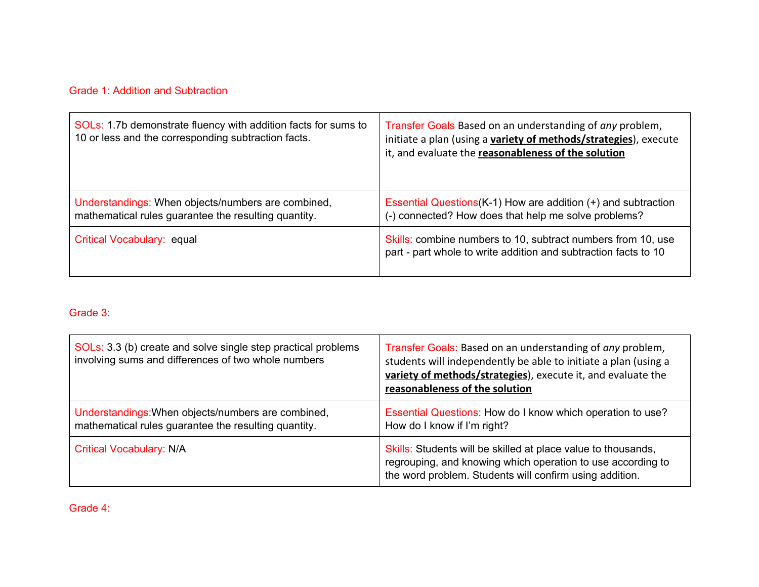## Grade 1: Addition and Subtraction

| SOLs: 1.7b demonstrate fluency with addition facts for sums to 10 or less and the corresponding subtraction facts. | Transfer Goals Based on an understanding of *any* problem, initiate a plan (using a **variety of methods/strategies**), execute it, and evaluate the **reasonableness of the solution** |
|---|---|
| Understandings: When objects/numbers are combined, mathematical rules guarantee the resulting quantity. | Essential Questions(K-1) How are addition (+) and subtraction (-) connected? How does that help me solve problems? |
| Critical Vocabulary: equal | Skills: combine numbers to 10, subtract numbers from 10, use part - part whole to write addition and subtraction facts to 10 |

## Grade 3:

| SOLs: 3.3 (b) create and solve single step practical problems involving sums and differences of two whole numbers | Transfer Goals: Based on an understanding of *any* problem, students will independently be able to initiate a plan (using a **variety of methods/strategies**), execute it, and evaluate the **reasonableness of the solution** |
|---|---|
| Understandings:When objects/numbers are combined, mathematical rules guarantee the resulting quantity. | Essential Questions: How do I know which operation to use? How do I know if I'm right? |
| Critical Vocabulary: N/A | Skills: Students will be skilled at place value to thousands, regrouping, and knowing which operation to use according to the word problem. Students will confirm using addition. |

## Grade 4: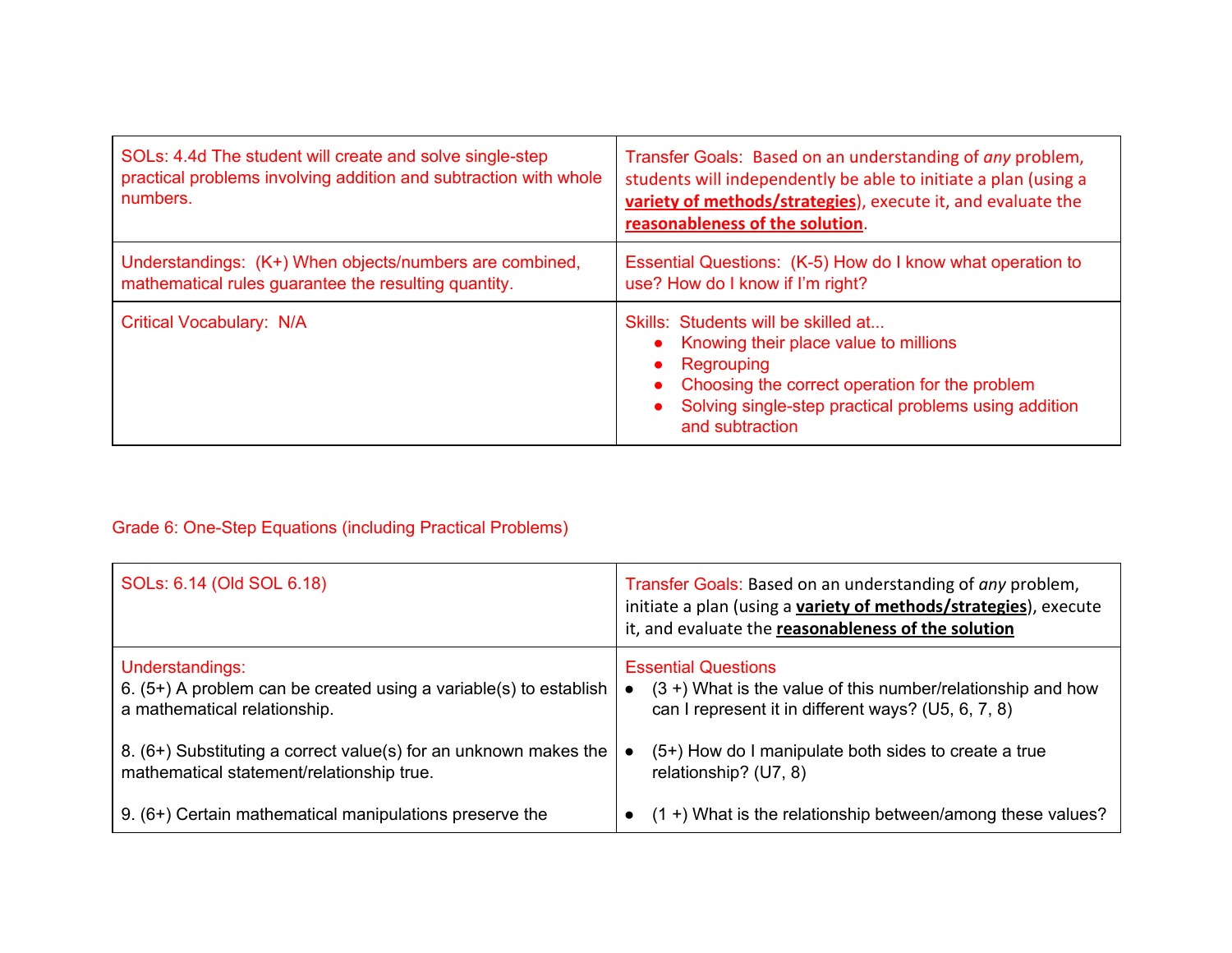| SOLs: 4.4d The student will create and solve single-step practical problems involving addition and subtraction with whole numbers. | Transfer Goals: Based on an understanding of *any* problem, students will independently be able to initiate a plan (using a **variety of methods/strategies**), execute it, and evaluate the **reasonableness of the solution**. |
| --- | --- |
| Understandings: (K+) When objects/numbers are combined, mathematical rules guarantee the resulting quantity. | Essential Questions: (K-5) How do I know what operation to use? How do I know if I'm right? |
| Critical Vocabulary: N/A | Skills: Students will be skilled at...<br>• Knowing their place value to millions<br>• Regrouping<br>• Choosing the correct operation for the problem<br>• Solving single-step practical problems using addition and subtraction |

Grade 6: One-Step Equations (including Practical Problems)

| SOLs: 6.14 (Old SOL 6.18) | Transfer Goals: Based on an understanding of *any* problem, initiate a plan (using a **variety of methods/strategies**), execute it, and evaluate the **reasonableness of the solution** |
| --- | --- |
| Understandings:<br>6. (5+) A problem can be created using a variable(s) to establish a mathematical relationship.<br><br>8. (6+) Substituting a correct value(s) for an unknown makes the mathematical statement/relationship true.<br><br>9. (6+) Certain mathematical manipulations preserve the | Essential Questions<br>• (3 +) What is the value of this number/relationship and how can I represent it in different ways? (U5, 6, 7, 8)<br><br>• (5+) How do I manipulate both sides to create a true relationship? (U7, 8)<br><br>• (1 +) What is the relationship between/among these values? |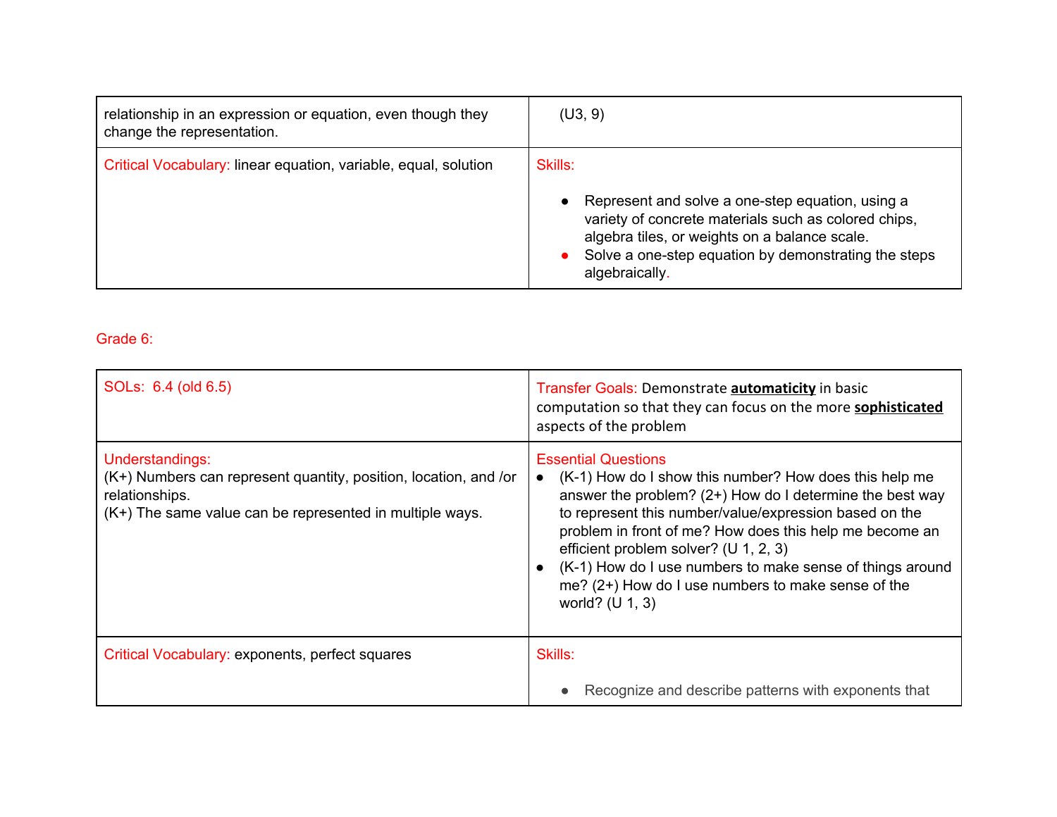| relationship in an expression or equation, even though they change the representation. | (U3, 9) |
|---|---|
| Critical Vocabulary: linear equation, variable, equal, solution | Skills:<br><br>• Represent and solve a one-step equation, using a variety of concrete materials such as colored chips, algebra tiles, or weights on a balance scale.<br>• Solve a one-step equation by demonstrating the steps algebraically. |

Grade 6:

| SOLs: 6.4 (old 6.5) | Transfer Goals: Demonstrate **automaticity** in basic computation so that they can focus on the more **sophisticated** aspects of the problem |
|---|---|
| Understandings:<br>(K+) Numbers can represent quantity, position, location, and /or relationships.<br>(K+) The same value can be represented in multiple ways. | Essential Questions<br>• (K-1) How do I show this number? How does this help me answer the problem? (2+) How do I determine the best way to represent this number/value/expression based on the problem in front of me? How does this help me become an efficient problem solver? (U 1, 2, 3)<br>• (K-1) How do I use numbers to make sense of things around me? (2+) How do I use numbers to make sense of the world? (U 1, 3) |
| Critical Vocabulary: exponents, perfect squares | Skills:<br><br>• Recognize and describe patterns with exponents that |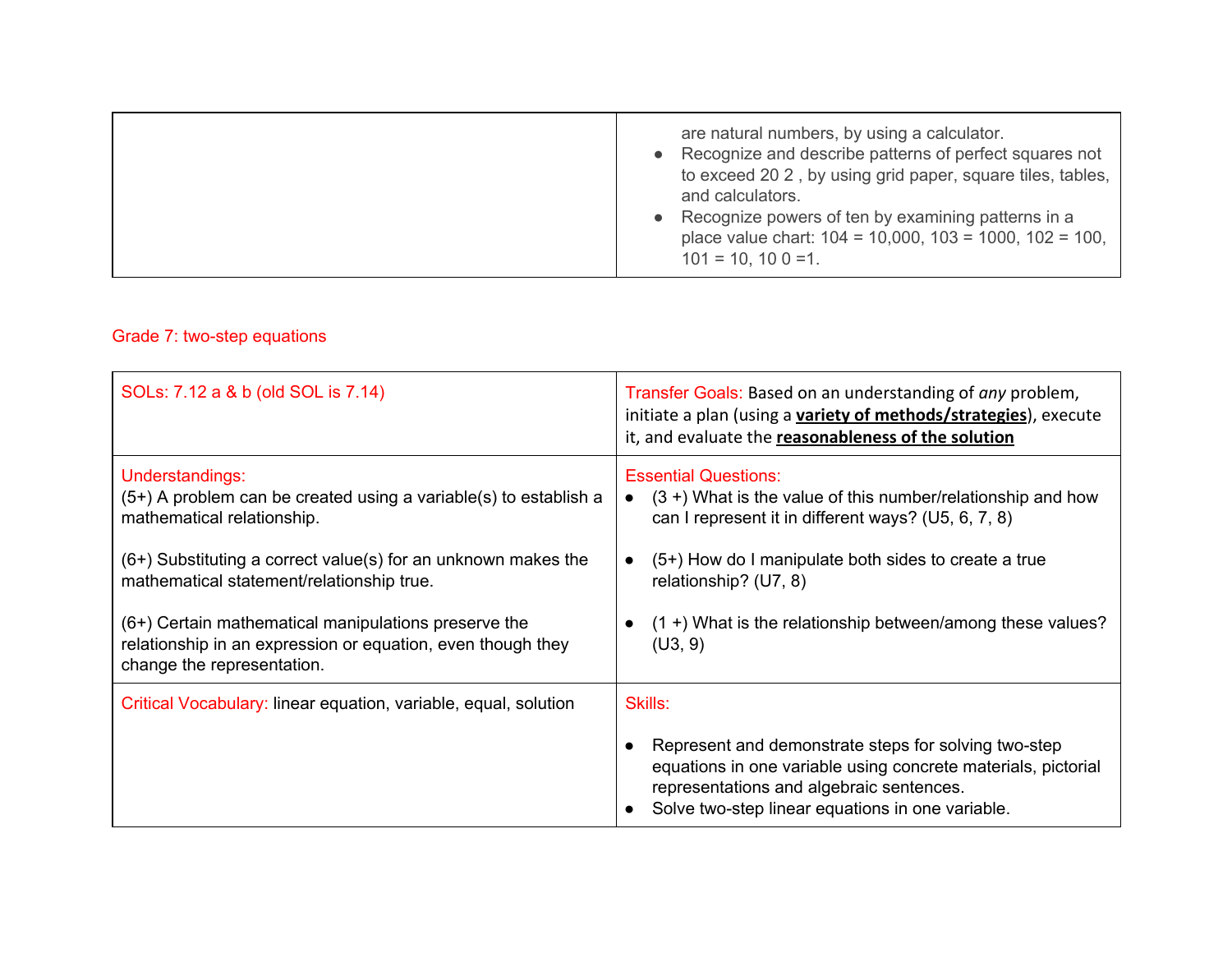| | |
|---|---|
| | are natural numbers, by using a calculator.<br>• Recognize and describe patterns of perfect squares not to exceed 20 2 , by using grid paper, square tiles, tables, and calculators.<br>• Recognize powers of ten by examining patterns in a place value chart: 104 = 10,000, 103 = 1000, 102 = 100, 101 = 10, 10 0 =1. |

Grade 7: two-step equations

| SOLs: 7.12 a & b (old SOL is 7.14) | Transfer Goals: Based on an understanding of *any* problem, initiate a plan (using a **variety of methods/strategies**), execute it, and evaluate the **reasonableness of the solution** |
|---|---|
| Understandings:<br>(5+) A problem can be created using a variable(s) to establish a mathematical relationship.<br><br>(6+) Substituting a correct value(s) for an unknown makes the mathematical statement/relationship true.<br><br>(6+) Certain mathematical manipulations preserve the relationship in an expression or equation, even though they change the representation. | Essential Questions:<br>• (3 +) What is the value of this number/relationship and how can I represent it in different ways? (U5, 6, 7, 8)<br><br>• (5+) How do I manipulate both sides to create a true relationship? (U7, 8)<br><br>• (1 +) What is the relationship between/among these values? (U3, 9) |
| Critical Vocabulary: linear equation, variable, equal, solution | Skills:<br><br>• Represent and demonstrate steps for solving two-step equations in one variable using concrete materials, pictorial representations and algebraic sentences.<br>• Solve two-step linear equations in one variable. |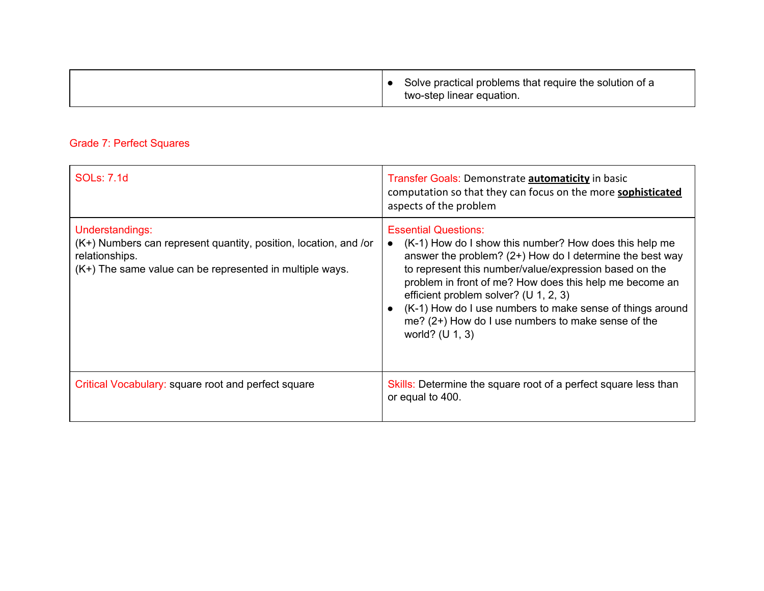| | |
|---|---|
| | • Solve practical problems that require the solution of a two-step linear equation. |

Grade 7: Perfect Squares

| | |
|---|---|
| SOLs: 7.1d | Transfer Goals: Demonstrate **automaticity** in basic computation so that they can focus on the more **sophisticated** aspects of the problem |
| Understandings:<br>(K+) Numbers can represent quantity, position, location, and /or relationships.<br>(K+) The same value can be represented in multiple ways. | Essential Questions:<br>• (K-1) How do I show this number? How does this help me answer the problem? (2+) How do I determine the best way to represent this number/value/expression based on the problem in front of me? How does this help me become an efficient problem solver? (U 1, 2, 3)<br>• (K-1) How do I use numbers to make sense of things around me? (2+) How do I use numbers to make sense of the world? (U 1, 3) |
| Critical Vocabulary: square root and perfect square | Skills: Determine the square root of a perfect square less than or equal to 400. |